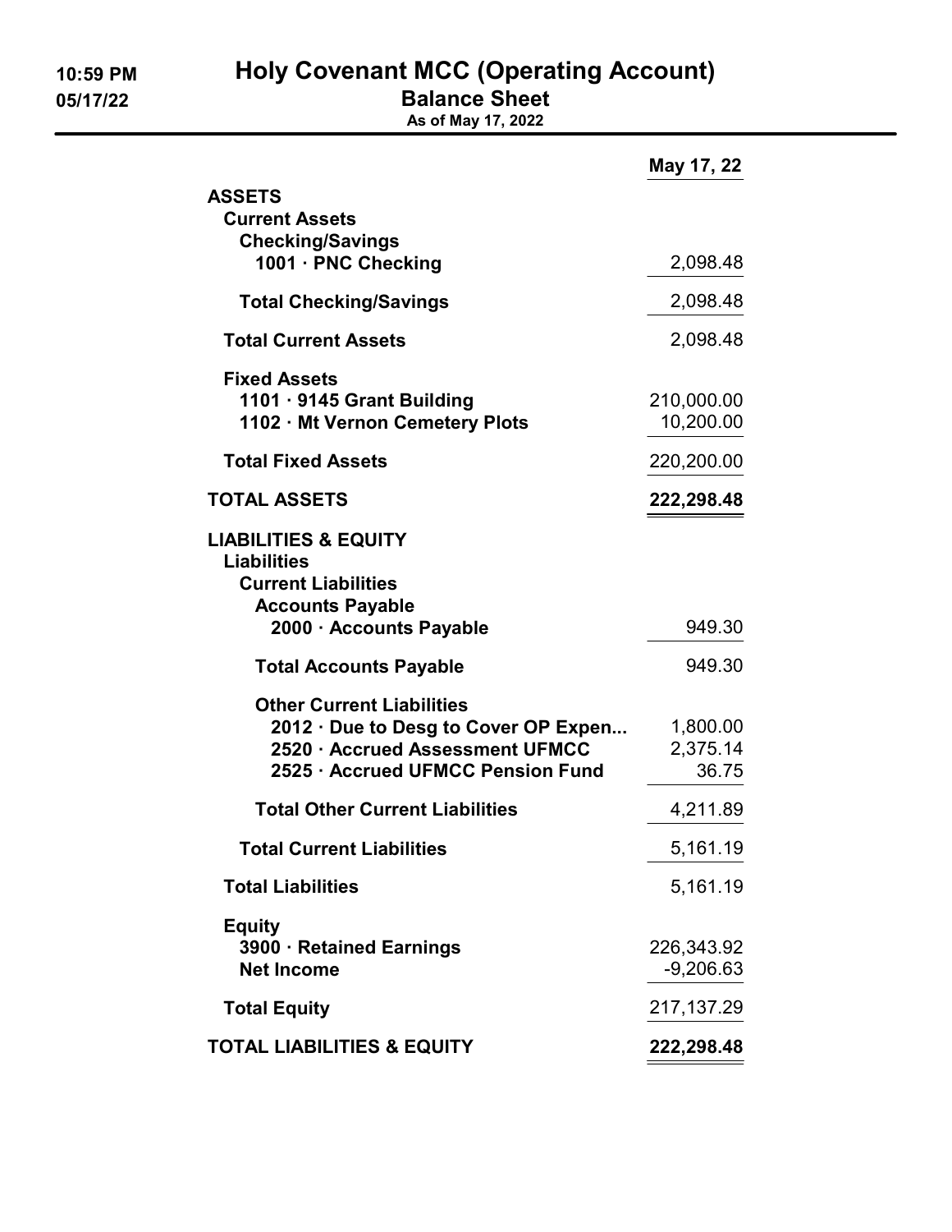# Holy Covenant MCC (Operating Account)

## Balance Sheet

**As of May 17, 2022**

10:59 PM
05/17/22

| | May 17, 22 |
|---|---|
| **ASSETS** | |
| **Current Assets** | |
| **Checking/Savings** | |
| **1001 · PNC Checking** | 2,098.48 |
| **Total Checking/Savings** | 2,098.48 |
| **Total Current Assets** | 2,098.48 |
| **Fixed Assets** | |
| **1101 · 9145 Grant Building** | 210,000.00 |
| **1102 · Mt Vernon Cemetery Plots** | 10,200.00 |
| **Total Fixed Assets** | 220,200.00 |
| **TOTAL ASSETS** | **222,298.48** |
| **LIABILITIES & EQUITY** | |
| **Liabilities** | |
| **Current Liabilities** | |
| **Accounts Payable** | |
| **2000 · Accounts Payable** | 949.30 |
| **Total Accounts Payable** | 949.30 |
| **Other Current Liabilities** | |
| **2012 · Due to Desg to Cover OP Expen...** | 1,800.00 |
| **2520 · Accrued Assessment UFMCC** | 2,375.14 |
| **2525 · Accrued UFMCC Pension Fund** | 36.75 |
| **Total Other Current Liabilities** | 4,211.89 |
| **Total Current Liabilities** | 5,161.19 |
| **Total Liabilities** | 5,161.19 |
| **Equity** | |
| **3900 · Retained Earnings** | 226,343.92 |
| **Net Income** | -9,206.63 |
| **Total Equity** | 217,137.29 |
| **TOTAL LIABILITIES & EQUITY** | **222,298.48** |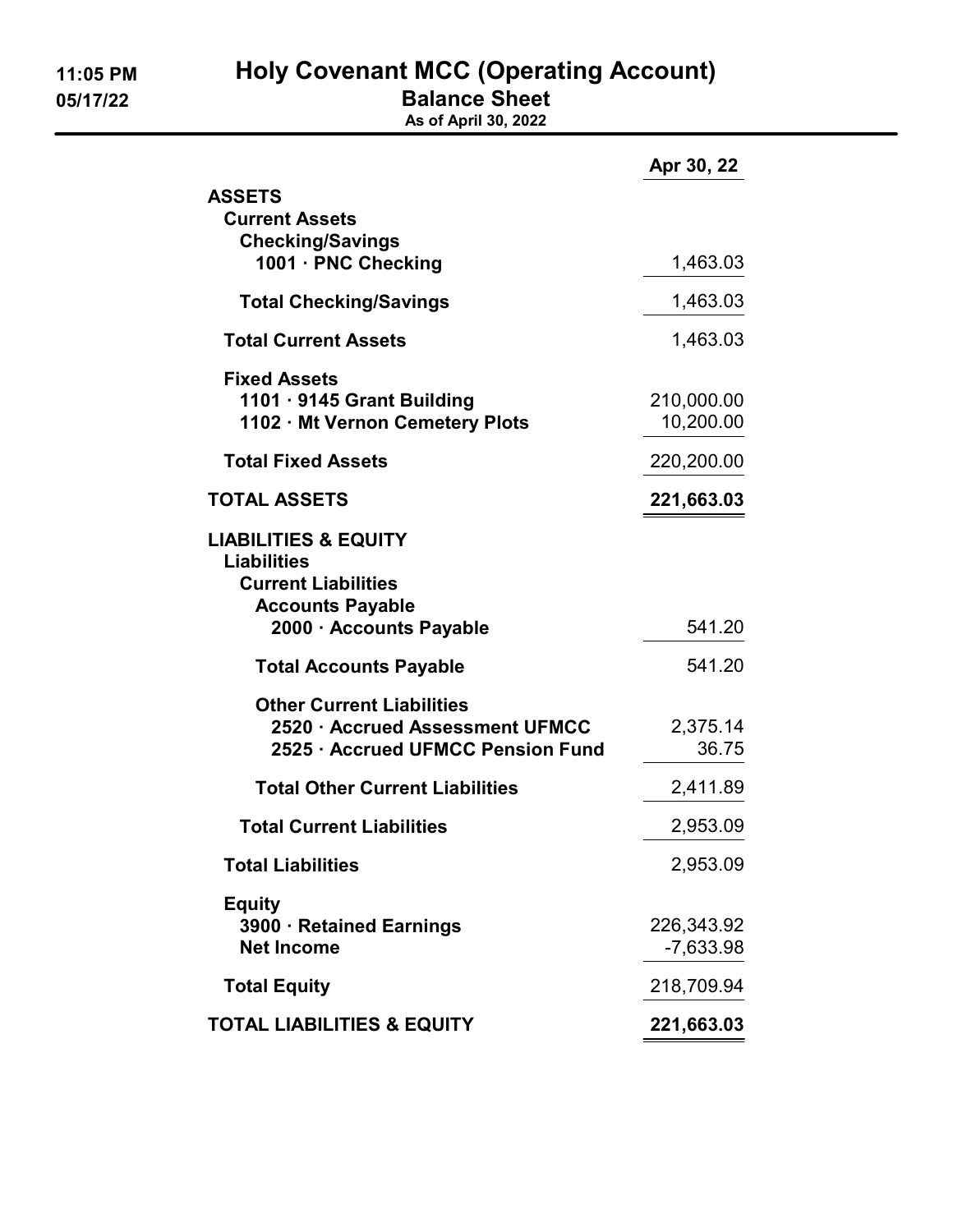# Holy Covenant MCC (Operating Account)

## Balance Sheet

**As of April 30, 2022**

11:05 PM
05/17/22

| | Apr 30, 22 |
|---|---|
| **ASSETS** | |
| **Current Assets** | |
| **Checking/Savings** | |
| **1001 · PNC Checking** | 1,463.03 |
| **Total Checking/Savings** | 1,463.03 |
| **Total Current Assets** | 1,463.03 |
| **Fixed Assets** | |
| **1101 · 9145 Grant Building** | 210,000.00 |
| **1102 · Mt Vernon Cemetery Plots** | 10,200.00 |
| **Total Fixed Assets** | 220,200.00 |
| **TOTAL ASSETS** | **221,663.03** |
| **LIABILITIES & EQUITY** | |
| **Liabilities** | |
| **Current Liabilities** | |
| **Accounts Payable** | |
| **2000 · Accounts Payable** | 541.20 |
| **Total Accounts Payable** | 541.20 |
| **Other Current Liabilities** | |
| **2520 · Accrued Assessment UFMCC** | 2,375.14 |
| **2525 · Accrued UFMCC Pension Fund** | 36.75 |
| **Total Other Current Liabilities** | 2,411.89 |
| **Total Current Liabilities** | 2,953.09 |
| **Total Liabilities** | 2,953.09 |
| **Equity** | |
| **3900 · Retained Earnings** | 226,343.92 |
| **Net Income** | -7,633.98 |
| **Total Equity** | 218,709.94 |
| **TOTAL LIABILITIES & EQUITY** | **221,663.03** |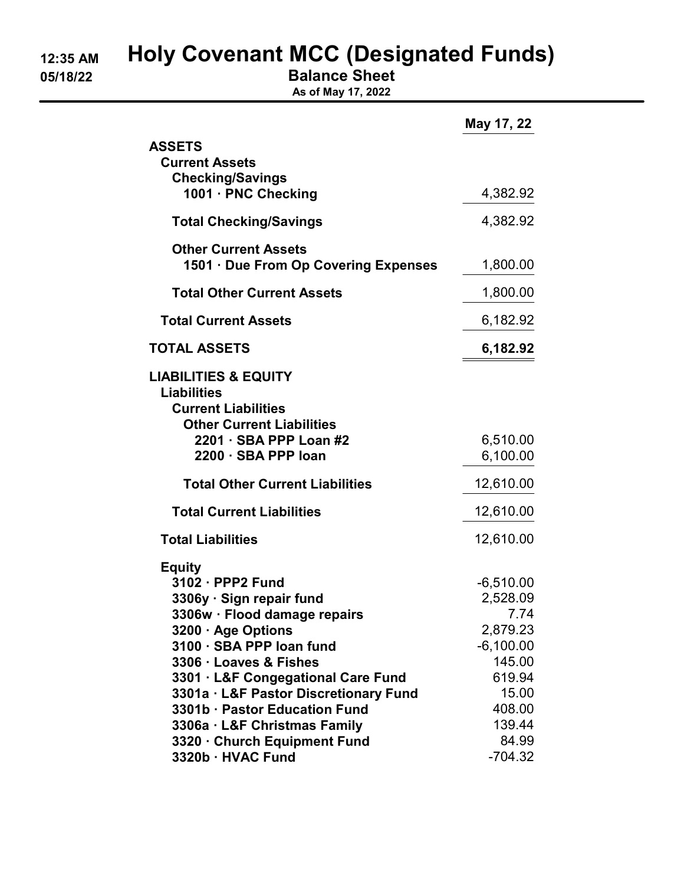# Holy Covenant MCC (Designated Funds)

12:35 AM
05/18/22

## Balance Sheet

**As of May 17, 2022**

| | May 17, 22 |
|---|---|
| **ASSETS** | |
| **Current Assets** | |
| **Checking/Savings** | |
| **1001 · PNC Checking** | 4,382.92 |
| **Total Checking/Savings** | 4,382.92 |
| **Other Current Assets** | |
| **1501 · Due From Op Covering Expenses** | 1,800.00 |
| **Total Other Current Assets** | 1,800.00 |
| **Total Current Assets** | 6,182.92 |
| **TOTAL ASSETS** | **6,182.92** |
| **LIABILITIES & EQUITY** | |
| **Liabilities** | |
| **Current Liabilities** | |
| **Other Current Liabilities** | |
| **2201 · SBA PPP Loan #2** | 6,510.00 |
| **2200 · SBA PPP loan** | 6,100.00 |
| **Total Other Current Liabilities** | 12,610.00 |
| **Total Current Liabilities** | 12,610.00 |
| **Total Liabilities** | 12,610.00 |
| **Equity** | |
| **3102 · PPP2 Fund** | -6,510.00 |
| **3306y · Sign repair fund** | 2,528.09 |
| **3306w · Flood damage repairs** | 7.74 |
| **3200 · Age Options** | 2,879.23 |
| **3100 · SBA PPP loan fund** | -6,100.00 |
| **3306 · Loaves & Fishes** | 145.00 |
| **3301 · L&F Congegational Care Fund** | 619.94 |
| **3301a · L&F Pastor Discretionary Fund** | 15.00 |
| **3301b · Pastor Education Fund** | 408.00 |
| **3306a · L&F Christmas Family** | 139.44 |
| **3320 · Church Equipment Fund** | 84.99 |
| **3320b · HVAC Fund** | -704.32 |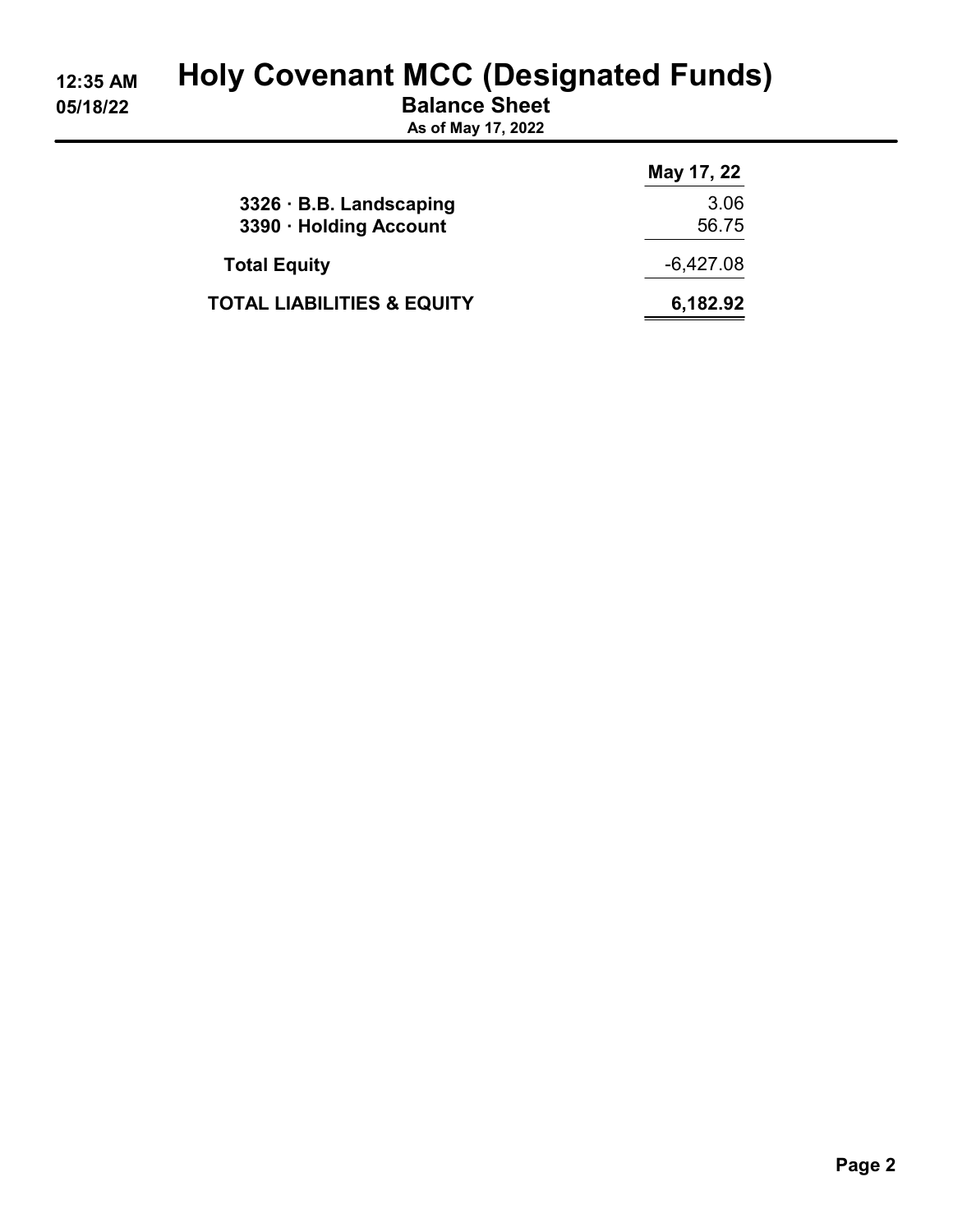# Holy Covenant MCC (Designated Funds)

## Balance Sheet

**As of May 17, 2022**

| | May 17, 22 |
|---|---|
| 3326 · B.B. Landscaping | 3.06 |
| 3390 · Holding Account | 56.75 |
| **Total Equity** | -6,427.08 |
| **TOTAL LIABILITIES & EQUITY** | **6,182.92** |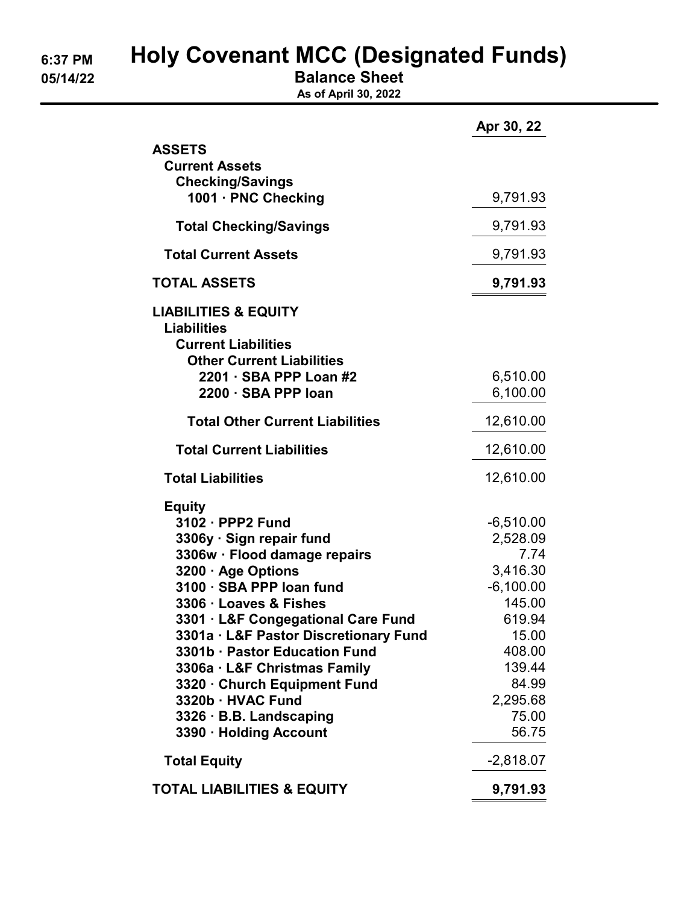6:37 PM
05/14/22

# Holy Covenant MCC (Designated Funds)

## Balance Sheet

**As of April 30, 2022**

| | Apr 30, 22 |
|---|---|
| **ASSETS** | |
| **Current Assets** | |
| **Checking/Savings** | |
| **1001 · PNC Checking** | 9,791.93 |
| **Total Checking/Savings** | 9,791.93 |
| **Total Current Assets** | 9,791.93 |
| **TOTAL ASSETS** | **9,791.93** |
| **LIABILITIES & EQUITY** | |
| **Liabilities** | |
| **Current Liabilities** | |
| **Other Current Liabilities** | |
| **2201 · SBA PPP Loan #2** | 6,510.00 |
| **2200 · SBA PPP loan** | 6,100.00 |
| **Total Other Current Liabilities** | 12,610.00 |
| **Total Current Liabilities** | 12,610.00 |
| **Total Liabilities** | 12,610.00 |
| **Equity** | |
| **3102 · PPP2 Fund** | -6,510.00 |
| **3306y · Sign repair fund** | 2,528.09 |
| **3306w · Flood damage repairs** | 7.74 |
| **3200 · Age Options** | 3,416.30 |
| **3100 · SBA PPP loan fund** | -6,100.00 |
| **3306 · Loaves & Fishes** | 145.00 |
| **3301 · L&F Congegational Care Fund** | 619.94 |
| **3301a · L&F Pastor Discretionary Fund** | 15.00 |
| **3301b · Pastor Education Fund** | 408.00 |
| **3306a · L&F Christmas Family** | 139.44 |
| **3320 · Church Equipment Fund** | 84.99 |
| **3320b · HVAC Fund** | 2,295.68 |
| **3326 · B.B. Landscaping** | 75.00 |
| **3390 · Holding Account** | 56.75 |
| **Total Equity** | -2,818.07 |
| **TOTAL LIABILITIES & EQUITY** | **9,791.93** |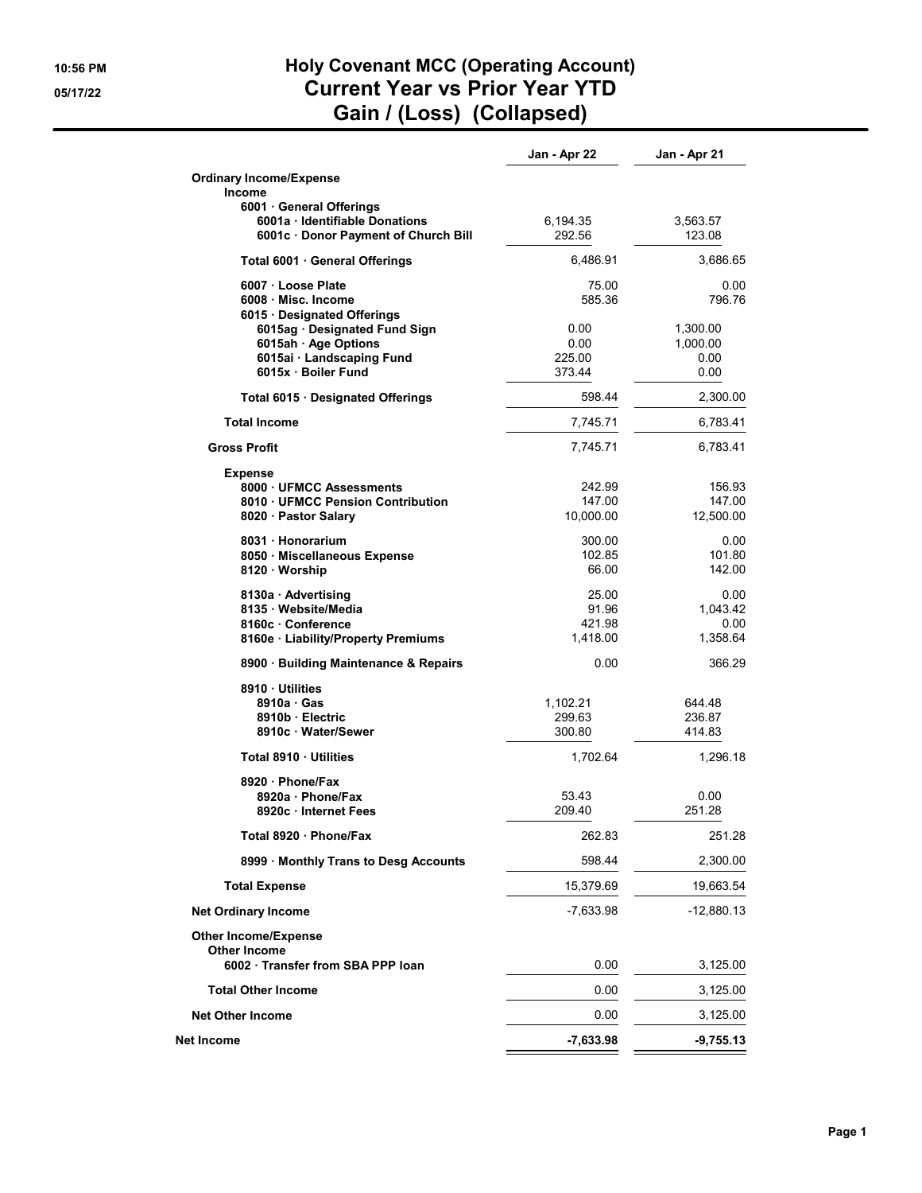# Holy Covenant MCC (Operating Account)
# Current Year vs Prior Year YTD
# Gain / (Loss) (Collapsed)

10:56 PM
05/17/22

| | Jan - Apr 22 | Jan - Apr 21 |
|---|---|---|
| **Ordinary Income/Expense** | | |
| **Income** | | |
| **6001 · General Offerings** | | |
| **6001a · Identifiable Donations** | 6,194.35 | 3,563.57 |
| **6001c · Donor Payment of Church Bill** | 292.56 | 123.08 |
| **Total 6001 · General Offerings** | 6,486.91 | 3,686.65 |
| **6007 · Loose Plate** | 75.00 | 0.00 |
| **6008 · Misc. Income** | 585.36 | 796.76 |
| **6015 · Designated Offerings** | | |
| **6015ag · Designated Fund Sign** | 0.00 | 1,300.00 |
| **6015ah · Age Options** | 0.00 | 1,000.00 |
| **6015ai · Landscaping Fund** | 225.00 | 0.00 |
| **6015x · Boiler Fund** | 373.44 | 0.00 |
| **Total 6015 · Designated Offerings** | 598.44 | 2,300.00 |
| **Total Income** | 7,745.71 | 6,783.41 |
| **Gross Profit** | 7,745.71 | 6,783.41 |
| **Expense** | | |
| **8000 · UFMCC Assessments** | 242.99 | 156.93 |
| **8010 · UFMCC Pension Contribution** | 147.00 | 147.00 |
| **8020 · Pastor Salary** | 10,000.00 | 12,500.00 |
| **8031 · Honorarium** | 300.00 | 0.00 |
| **8050 · Miscellaneous Expense** | 102.85 | 101.80 |
| **8120 · Worship** | 66.00 | 142.00 |
| **8130a · Advertising** | 25.00 | 0.00 |
| **8135 · Website/Media** | 91.96 | 1,043.42 |
| **8160c · Conference** | 421.98 | 0.00 |
| **8160e · Liability/Property Premiums** | 1,418.00 | 1,358.64 |
| **8900 · Building Maintenance & Repairs** | 0.00 | 366.29 |
| **8910 · Utilities** | | |
| **8910a · Gas** | 1,102.21 | 644.48 |
| **8910b · Electric** | 299.63 | 236.87 |
| **8910c · Water/Sewer** | 300.80 | 414.83 |
| **Total 8910 · Utilities** | 1,702.64 | 1,296.18 |
| **8920 · Phone/Fax** | | |
| **8920a · Phone/Fax** | 53.43 | 0.00 |
| **8920c · Internet Fees** | 209.40 | 251.28 |
| **Total 8920 · Phone/Fax** | 262.83 | 251.28 |
| **8999 · Monthly Trans to Desg Accounts** | 598.44 | 2,300.00 |
| **Total Expense** | 15,379.69 | 19,663.54 |
| **Net Ordinary Income** | -7,633.98 | -12,880.13 |
| **Other Income/Expense** | | |
| **Other Income** | | |
| **6002 · Transfer from SBA PPP loan** | 0.00 | 3,125.00 |
| **Total Other Income** | 0.00 | 3,125.00 |
| **Net Other Income** | 0.00 | 3,125.00 |
| **Net Income** | **-7,633.98** | **-9,755.13** |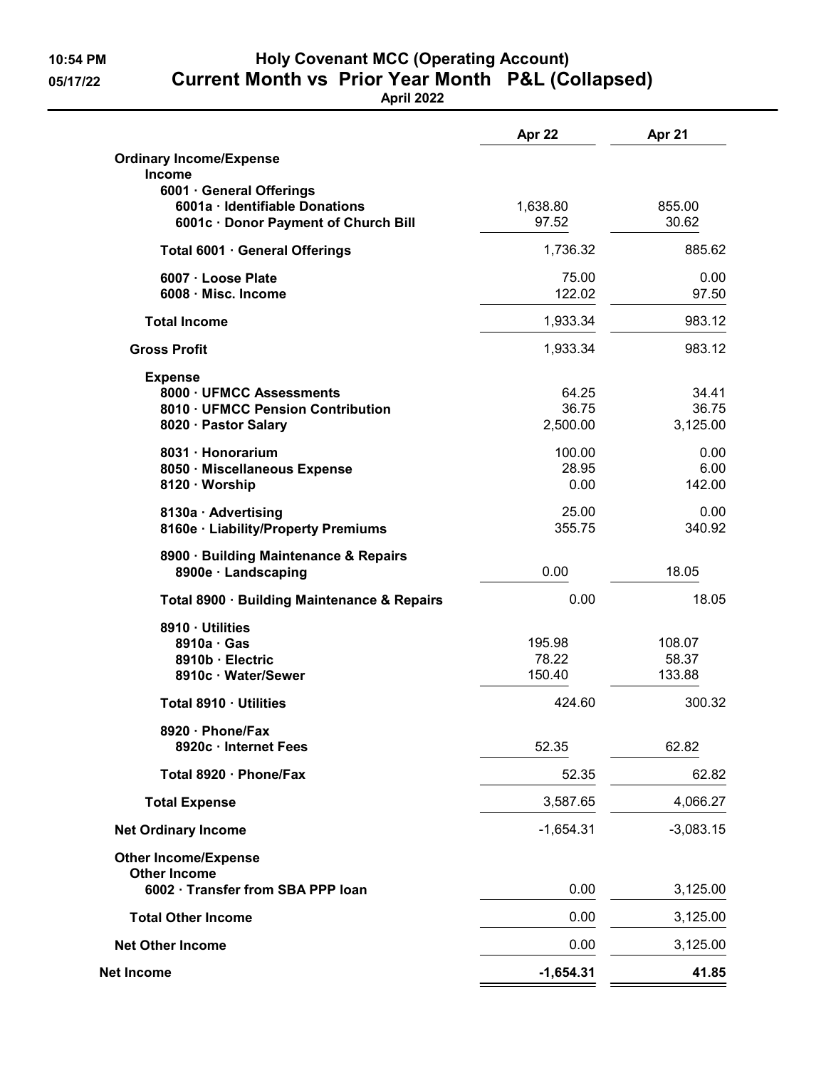# Holy Covenant MCC (Operating Account)

## Current Month vs Prior Year Month P&L (Collapsed)

**April 2022**

10:54 PM
05/17/22

| | Apr 22 | Apr 21 |
|---|---|---|
| **Ordinary Income/Expense** | | |
| **Income** | | |
| **6001 · General Offerings** | | |
| **6001a · Identifiable Donations** | 1,638.80 | 855.00 |
| **6001c · Donor Payment of Church Bill** | 97.52 | 30.62 |
| **Total 6001 · General Offerings** | 1,736.32 | 885.62 |
| **6007 · Loose Plate** | 75.00 | 0.00 |
| **6008 · Misc. Income** | 122.02 | 97.50 |
| **Total Income** | 1,933.34 | 983.12 |
| **Gross Profit** | 1,933.34 | 983.12 |
| **Expense** | | |
| **8000 · UFMCC Assessments** | 64.25 | 34.41 |
| **8010 · UFMCC Pension Contribution** | 36.75 | 36.75 |
| **8020 · Pastor Salary** | 2,500.00 | 3,125.00 |
| **8031 · Honorarium** | 100.00 | 0.00 |
| **8050 · Miscellaneous Expense** | 28.95 | 6.00 |
| **8120 · Worship** | 0.00 | 142.00 |
| **8130a · Advertising** | 25.00 | 0.00 |
| **8160e · Liability/Property Premiums** | 355.75 | 340.92 |
| **8900 · Building Maintenance & Repairs** | | |
| **8900e · Landscaping** | 0.00 | 18.05 |
| **Total 8900 · Building Maintenance & Repairs** | 0.00 | 18.05 |
| **8910 · Utilities** | | |
| **8910a · Gas** | 195.98 | 108.07 |
| **8910b · Electric** | 78.22 | 58.37 |
| **8910c · Water/Sewer** | 150.40 | 133.88 |
| **Total 8910 · Utilities** | 424.60 | 300.32 |
| **8920 · Phone/Fax** | | |
| **8920c · Internet Fees** | 52.35 | 62.82 |
| **Total 8920 · Phone/Fax** | 52.35 | 62.82 |
| **Total Expense** | 3,587.65 | 4,066.27 |
| **Net Ordinary Income** | -1,654.31 | -3,083.15 |
| **Other Income/Expense** | | |
| **Other Income** | | |
| **6002 · Transfer from SBA PPP loan** | 0.00 | 3,125.00 |
| **Total Other Income** | 0.00 | 3,125.00 |
| **Net Other Income** | 0.00 | 3,125.00 |
| **Net Income** | **-1,654.31** | **41.85** |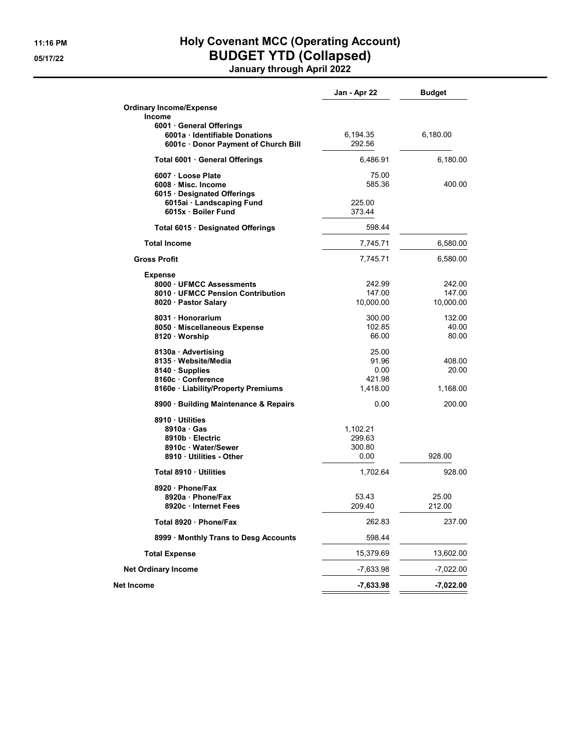# Holy Covenant MCC (Operating Account)

## BUDGET YTD (Collapsed)

### January through April 2022

11:16 PM
05/17/22

| | Jan - Apr 22 | Budget |
|---|---|---|
| **Ordinary Income/Expense** | | |
| **Income** | | |
| 6001 · General Offerings | | |
| 6001a · Identifiable Donations | 6,194.35 | 6,180.00 |
| 6001c · Donor Payment of Church Bill | 292.56 | |
| **Total 6001 · General Offerings** | 6,486.91 | 6,180.00 |
| 6007 · Loose Plate | 75.00 | |
| 6008 · Misc. Income | 585.36 | 400.00 |
| 6015 · Designated Offerings | | |
| 6015ai · Landscaping Fund | 225.00 | |
| 6015x · Boiler Fund | 373.44 | |
| **Total 6015 · Designated Offerings** | 598.44 | |
| **Total Income** | 7,745.71 | 6,580.00 |
| **Gross Profit** | 7,745.71 | 6,580.00 |
| **Expense** | | |
| 8000 · UFMCC Assessments | 242.99 | 242.00 |
| 8010 · UFMCC Pension Contribution | 147.00 | 147.00 |
| 8020 · Pastor Salary | 10,000.00 | 10,000.00 |
| 8031 · Honorarium | 300.00 | 132.00 |
| 8050 · Miscellaneous Expense | 102.85 | 40.00 |
| 8120 · Worship | 66.00 | 80.00 |
| 8130a · Advertising | 25.00 | |
| 8135 · Website/Media | 91.96 | 408.00 |
| 8140 · Supplies | 0.00 | 20.00 |
| 8160c · Conference | 421.98 | |
| 8160e · Liability/Property Premiums | 1,418.00 | 1,168.00 |
| 8900 · Building Maintenance & Repairs | 0.00 | 200.00 |
| 8910 · Utilities | | |
| 8910a · Gas | 1,102.21 | |
| 8910b · Electric | 299.63 | |
| 8910c · Water/Sewer | 300.80 | |
| 8910 · Utilities - Other | 0.00 | 928.00 |
| **Total 8910 · Utilities** | 1,702.64 | 928.00 |
| 8920 · Phone/Fax | | |
| 8920a · Phone/Fax | 53.43 | 25.00 |
| 8920c · Internet Fees | 209.40 | 212.00 |
| **Total 8920 · Phone/Fax** | 262.83 | 237.00 |
| 8999 · Monthly Trans to Desg Accounts | 598.44 | |
| **Total Expense** | 15,379.69 | 13,602.00 |
| **Net Ordinary Income** | -7,633.98 | -7,022.00 |
| **Net Income** | **-7,633.98** | **-7,022.00** |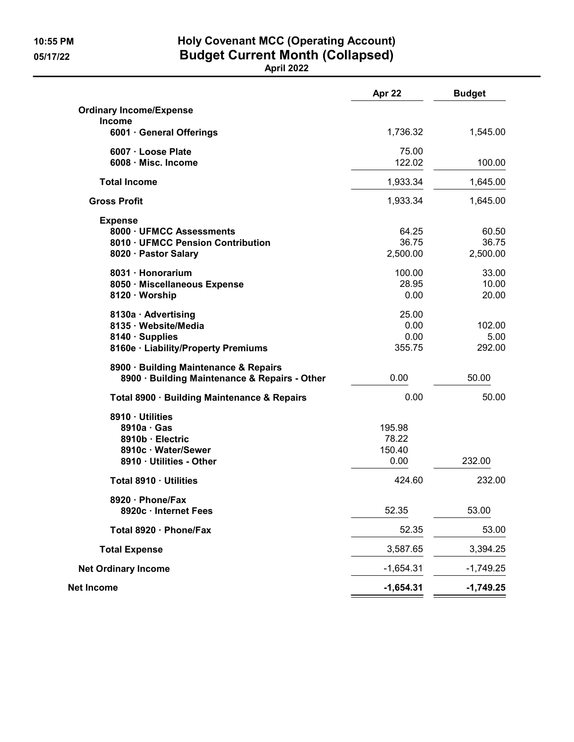# Holy Covenant MCC (Operating Account)
## Budget Current Month (Collapsed)
### April 2022

10:55 PM
05/17/22

| | Apr 22 | Budget |
|---|---|---|
| **Ordinary Income/Expense** | | |
| **Income** | | |
| 6001 · General Offerings | 1,736.32 | 1,545.00 |
| 6007 · Loose Plate | 75.00 | |
| 6008 · Misc. Income | 122.02 | 100.00 |
| **Total Income** | 1,933.34 | 1,645.00 |
| **Gross Profit** | 1,933.34 | 1,645.00 |
| **Expense** | | |
| 8000 · UFMCC Assessments | 64.25 | 60.50 |
| 8010 · UFMCC Pension Contribution | 36.75 | 36.75 |
| 8020 · Pastor Salary | 2,500.00 | 2,500.00 |
| 8031 · Honorarium | 100.00 | 33.00 |
| 8050 · Miscellaneous Expense | 28.95 | 10.00 |
| 8120 · Worship | 0.00 | 20.00 |
| 8130a · Advertising | 25.00 | |
| 8135 · Website/Media | 0.00 | 102.00 |
| 8140 · Supplies | 0.00 | 5.00 |
| 8160e · Liability/Property Premiums | 355.75 | 292.00 |
| 8900 · Building Maintenance & Repairs | | |
| 8900 · Building Maintenance & Repairs - Other | 0.00 | 50.00 |
| Total 8900 · Building Maintenance & Repairs | 0.00 | 50.00 |
| 8910 · Utilities | | |
| 8910a · Gas | 195.98 | |
| 8910b · Electric | 78.22 | |
| 8910c · Water/Sewer | 150.40 | |
| 8910 · Utilities - Other | 0.00 | 232.00 |
| Total 8910 · Utilities | 424.60 | 232.00 |
| 8920 · Phone/Fax | | |
| 8920c · Internet Fees | 52.35 | 53.00 |
| Total 8920 · Phone/Fax | 52.35 | 53.00 |
| **Total Expense** | 3,587.65 | 3,394.25 |
| **Net Ordinary Income** | -1,654.31 | -1,749.25 |
| **Net Income** | **-1,654.31** | **-1,749.25** |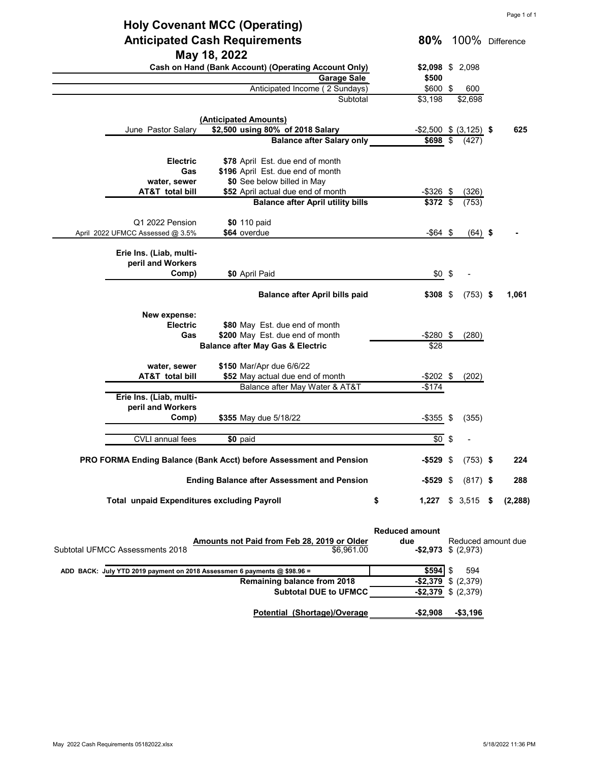# Holy Covenant MCC (Operating)
## Anticipated Cash Requirements
## May 18, 2022

| | | 80% | 100% | Difference |
|---|---|---|---|---|
| | **Cash on Hand (Bank Account) (Operating Account Only)** | **$2,098** | $ 2,098 | |
| | **Garage Sale** | **$500** | | |
| | Anticipated Income ( 2 Sundays) | $600 | $ 600 | |
| | Subtotal | $3,198 | $2,698 | |
| | **(Anticipated Amounts)** | | | |
| June Pastor Salary | **$2,500 using 80% of 2018 Salary** | -$2,500 | $ (3,125) | **$ 625** |
| | **Balance after Salary only** | **$698** | $ (427) | |
| **Electric** | **$78** April Est. due end of month | | | |
| **Gas** | **$196** April Est. due end of month | | | |
| **water, sewer** | **$0** See below billed in May | | | |
| **AT&T total bill** | **$52** April actual due end of month | -$326 | $ (326) | |
| | **Balance after April utility bills** | **$372** | $ (753) | |
| Q1 2022 Pension | **$0** 110 paid | | | |
| April 2022 UFMCC Assessed @ 3.5% | **$64** overdue | -$64 | $ (64) | **$ -** |
| **Erie Ins. (Liab, multi-peril and Workers Comp)** | **$0** April Paid | $0 | $ - | |
| | **Balance after April bills paid** | **$308** | $ (753) | **$ 1,061** |
| **New expense:** | | | | |
| **Electric** | **$80** May Est. due end of month | | | |
| **Gas** | **$200** May Est. due end of month | -$280 | $ (280) | |
| | **Balance after May Gas & Electric** | $28 | | |
| **water, sewer** | **$150** Mar/Apr due 6/6/22 | | | |
| **AT&T total bill** | **$52** May actual due end of month | -$202 | $ (202) | |
| | Balance after May Water & AT&T | -$174 | | |
| **Erie Ins. (Liab, multi-peril and Workers Comp)** | **$355** May due 5/18/22 | -$355 | $ (355) | |
| CVLI annual fees | **$0** paid | $0 | $ - | |
| **PRO FORMA Ending Balance (Bank Acct) before Assessment and Pension** | | **-$529** | $ (753) | **$ 224** |
| | **Ending Balance after Assessment and Pension** | **-$529** | $ (817) | **$ 288** |
| **Total unpaid Expenditures excluding Payroll** | | **$ 1,227** | $ 3,515 | **$ (2,288)** |

| | | Reduced amount due | Reduced amount due |
|---|---|---|---|
| Subtotal UFMCC Assessments 2018 | **Amounts not Paid from Feb 28, 2019 or Older** $6,961.00 | **-$2,973** | $ (2,973) |
| **ADD BACK: July YTD 2019 payment on 2018 Assessment 6 payments @ $98.96 =** | | **$594** | $ 594 |
| | **Remaining balance from 2018** | **-$2,379** | $ (2,379) |
| | **Subtotal DUE to UFMCC** | **-$2,379** | $ (2,379) |
| | **Potential (Shortage)/Overage** | **-$2,908** | **-$3,196** |

May 2022 Cash Requirements 05182022.xlsx 5/18/2022 11:36 PM